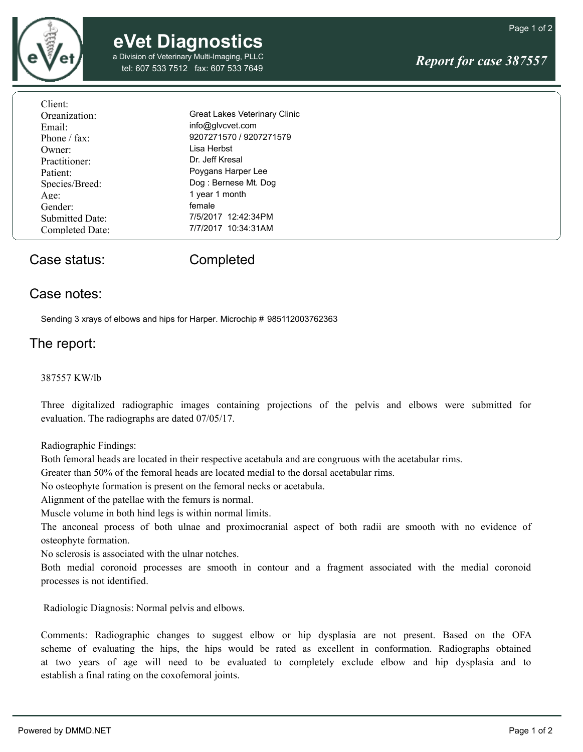# eVet Diagnostics

a Division of Veterinary Multi-Imaging, PLLC
tel: 607 533 7512 fax: 607 533 7649

*Report for case 387557*

| | |
|---|---|
| Client: | |
| Organization: | Great Lakes Veterinary Clinic |
| Email: | info@glvcvet.com |
| Phone / fax: | 9207271570 / 9207271579 |
| Owner: | Lisa Herbst |
| Practitioner: | Dr. Jeff Kresal |
| Patient: | Poygans Harper Lee |
| Species/Breed: | Dog : Bernese Mt. Dog |
| Age: | 1 year 1 month |
| Gender: | female |
| Submitted Date: | 7/5/2017 12:42:34PM |
| Completed Date: | 7/7/2017 10:34:31AM |

## Case status: Completed

## Case notes:

Sending 3 xrays of elbows and hips for Harper. Microchip # 985112003762363

## The report:

387557 KW/lb

Three digitalized radiographic images containing projections of the pelvis and elbows were submitted for evaluation. The radiographs are dated 07/05/17.

Radiographic Findings:
Both femoral heads are located in their respective acetabula and are congruous with the acetabular rims.
Greater than 50% of the femoral heads are located medial to the dorsal acetabular rims.
No osteophyte formation is present on the femoral necks or acetabula.
Alignment of the patellae with the femurs is normal.
Muscle volume in both hind legs is within normal limits.
The anconeal process of both ulnae and proximocranial aspect of both radii are smooth with no evidence of osteophyte formation.
No sclerosis is associated with the ulnar notches.
Both medial coronoid processes are smooth in contour and a fragment associated with the medial coronoid processes is not identified.

Radiologic Diagnosis: Normal pelvis and elbows.

Comments: Radiographic changes to suggest elbow or hip dysplasia are not present. Based on the OFA scheme of evaluating the hips, the hips would be rated as excellent in conformation. Radiographs obtained at two years of age will need to be evaluated to completely exclude elbow and hip dysplasia and to establish a final rating on the coxofemoral joints.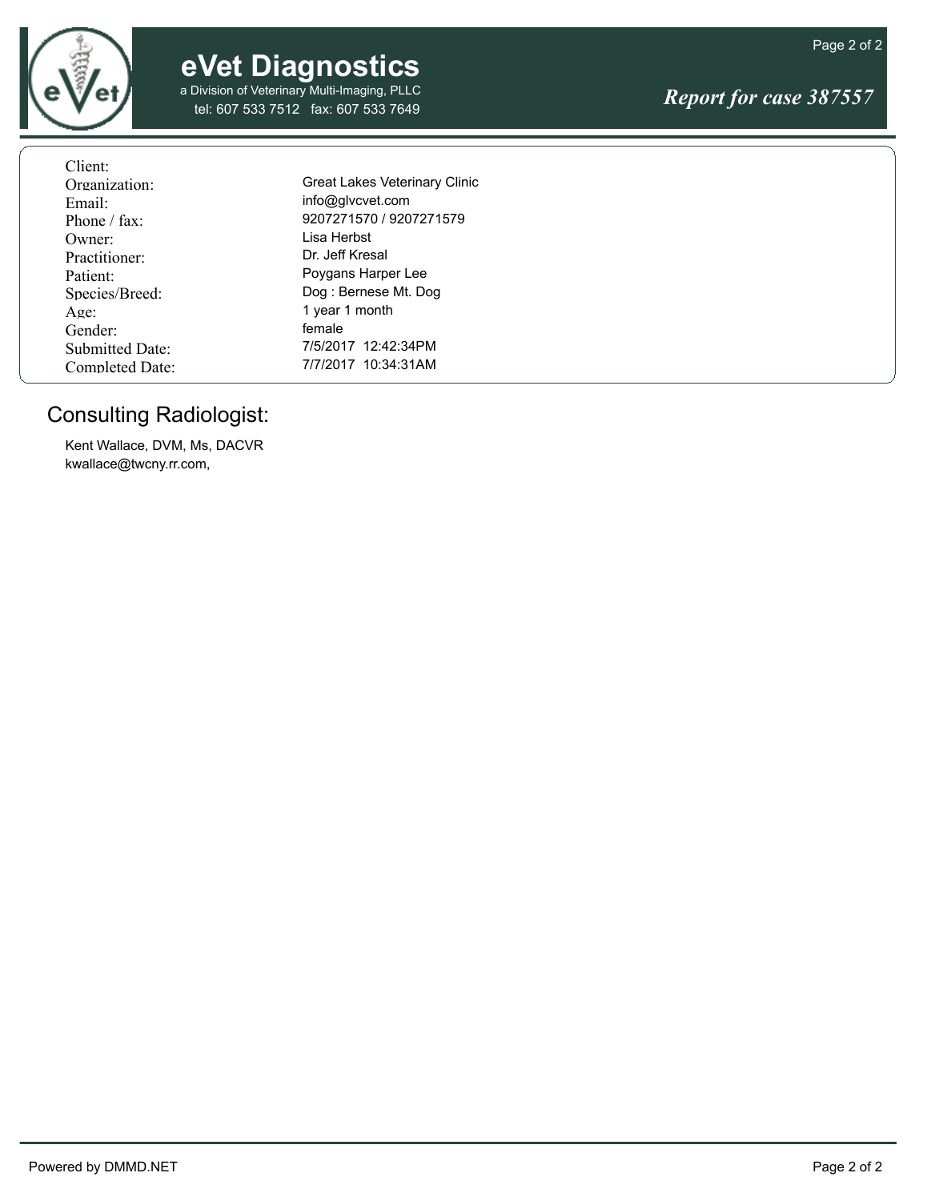# eVet Diagnostics

a Division of Veterinary Multi-Imaging, PLLC
tel: 607 533 7512 fax: 607 533 7649

*Report for case 387557*

| | |
|---|---|
| Client: | |
| Organization: | Great Lakes Veterinary Clinic |
| Email: | info@glvcvet.com |
| Phone / fax: | 9207271570 / 9207271579 |
| Owner: | Lisa Herbst |
| Practitioner: | Dr. Jeff Kresal |
| Patient: | Poygans Harper Lee |
| Species/Breed: | Dog : Bernese Mt. Dog |
| Age: | 1 year 1 month |
| Gender: | female |
| Submitted Date: | 7/5/2017 12:42:34PM |
| Completed Date: | 7/7/2017 10:34:31AM |

## Consulting Radiologist:

Kent Wallace, DVM, Ms, DACVR
kwallace@twcny.rr.com,

Powered by DMMD.NET